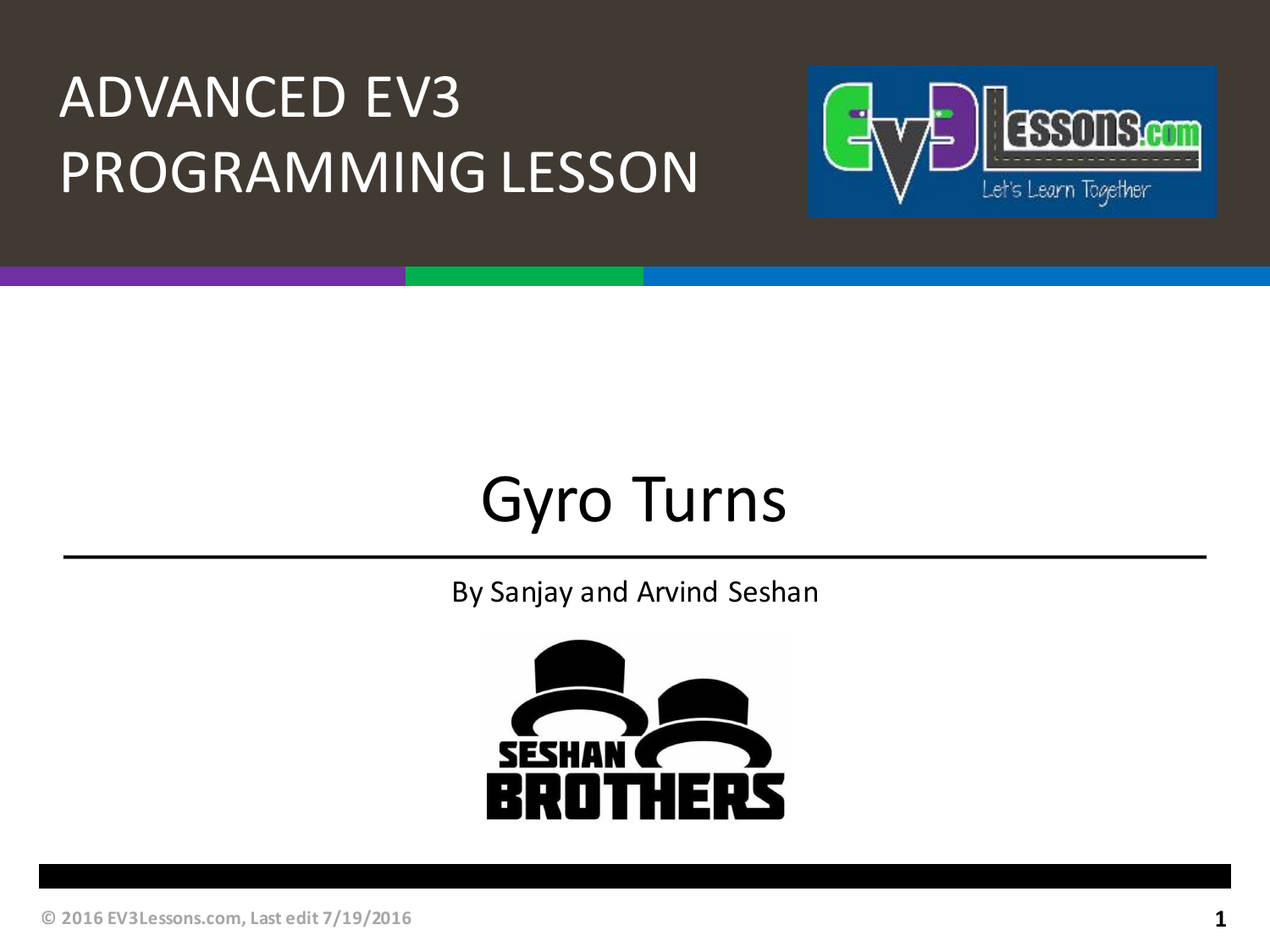# ADVANCED EV3 PROGRAMMING LESSON

## Gyro Turns

By Sanjay and Arvind Seshan

© 2016 EV3Lessons.com, Last edit 7/19/2016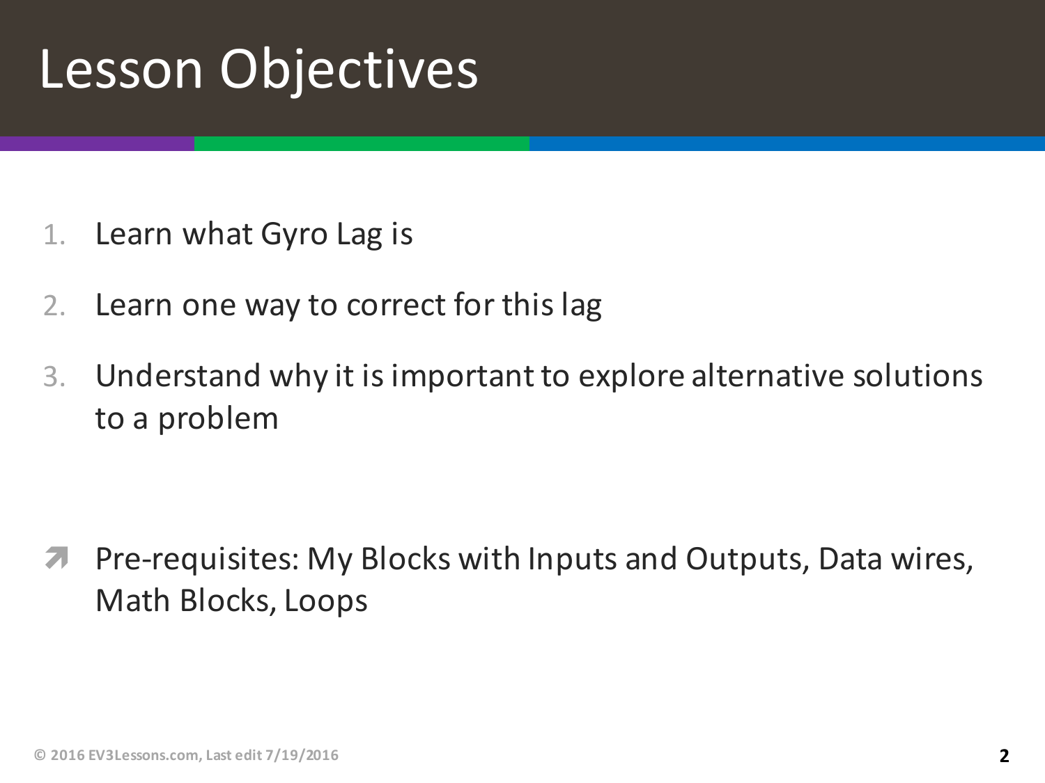# Lesson Objectives

1. Learn what Gyro Lag is
2. Learn one way to correct for this lag
3. Understand why it is important to explore alternative solutions to a problem

- Pre-requisites: My Blocks with Inputs and Outputs, Data wires, Math Blocks, Loops

© 2016 EV3Lessons.com, Last edit 7/19/2016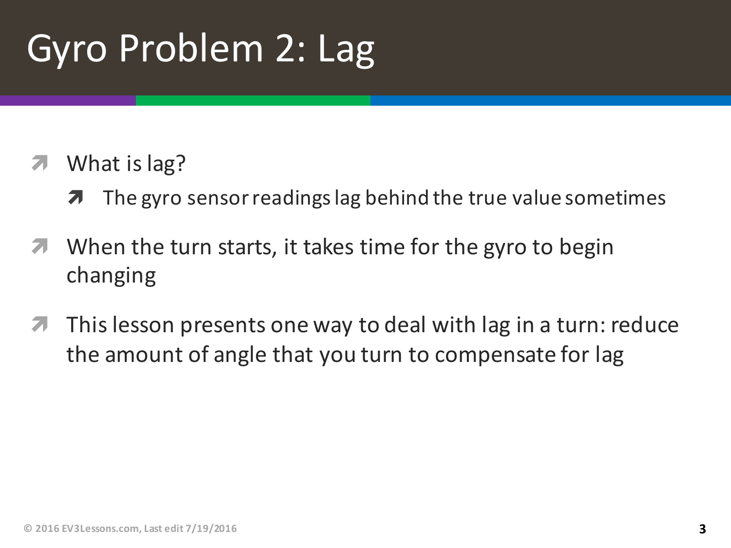# Gyro Problem 2: Lag

- What is lag?
  - The gyro sensor readings lag behind the true value sometimes
- When the turn starts, it takes time for the gyro to begin changing
- This lesson presents one way to deal with lag in a turn: reduce the amount of angle that you turn to compensate for lag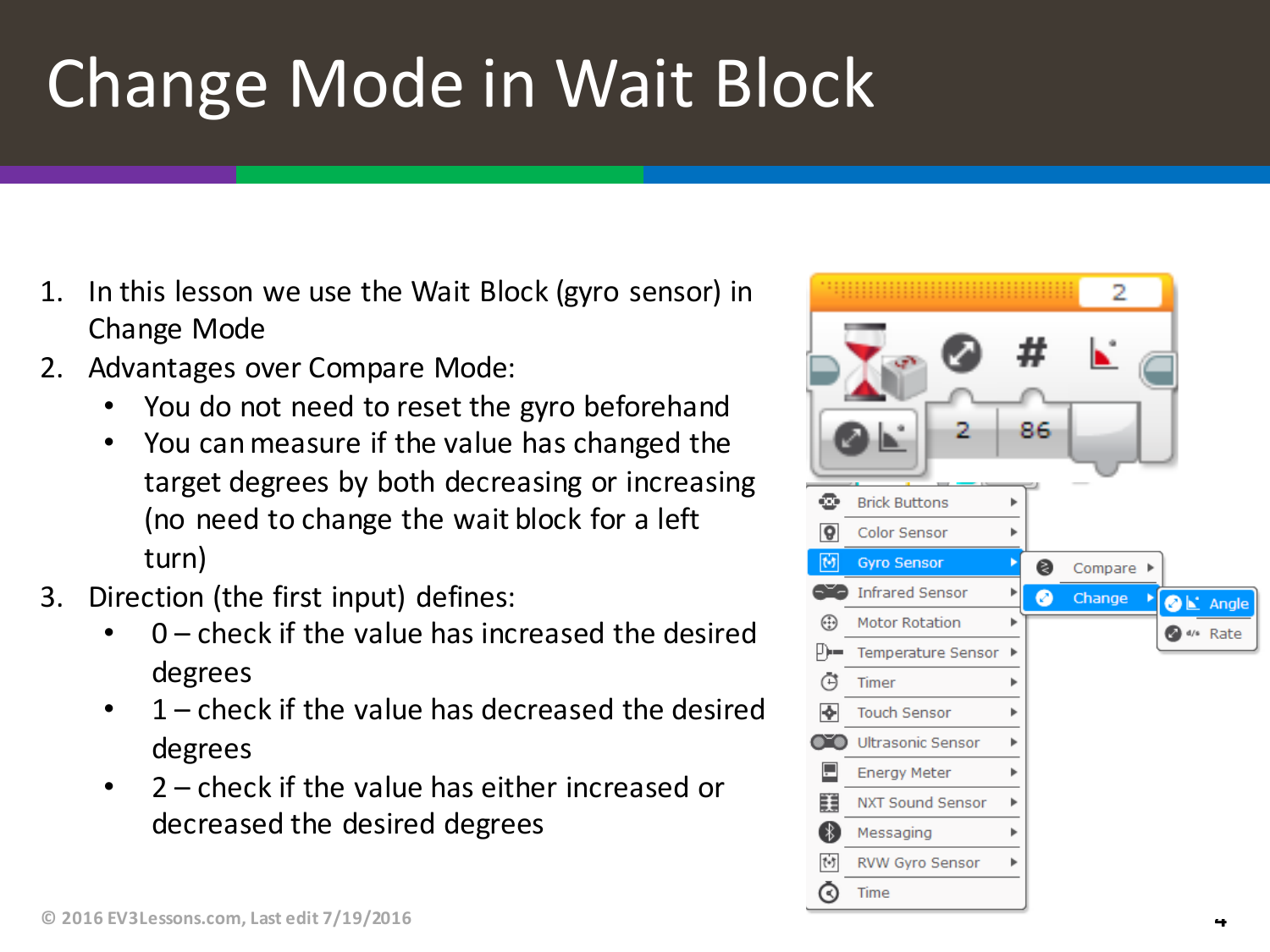# Change Mode in Wait Block

1. In this lesson we use the Wait Block (gyro sensor) in Change Mode
2. Advantages over Compare Mode:
   - You do not need to reset the gyro beforehand
   - You can measure if the value has changed the target degrees by both decreasing or increasing (no need to change the wait block for a left turn)
3. Direction (the first input) defines:
   - 0 – check if the value has increased the desired degrees
   - 1 – check if the value has decreased the desired degrees
   - 2 – check if the value has either increased or decreased the desired degrees

© 2016 EV3Lessons.com, Last edit 7/19/2016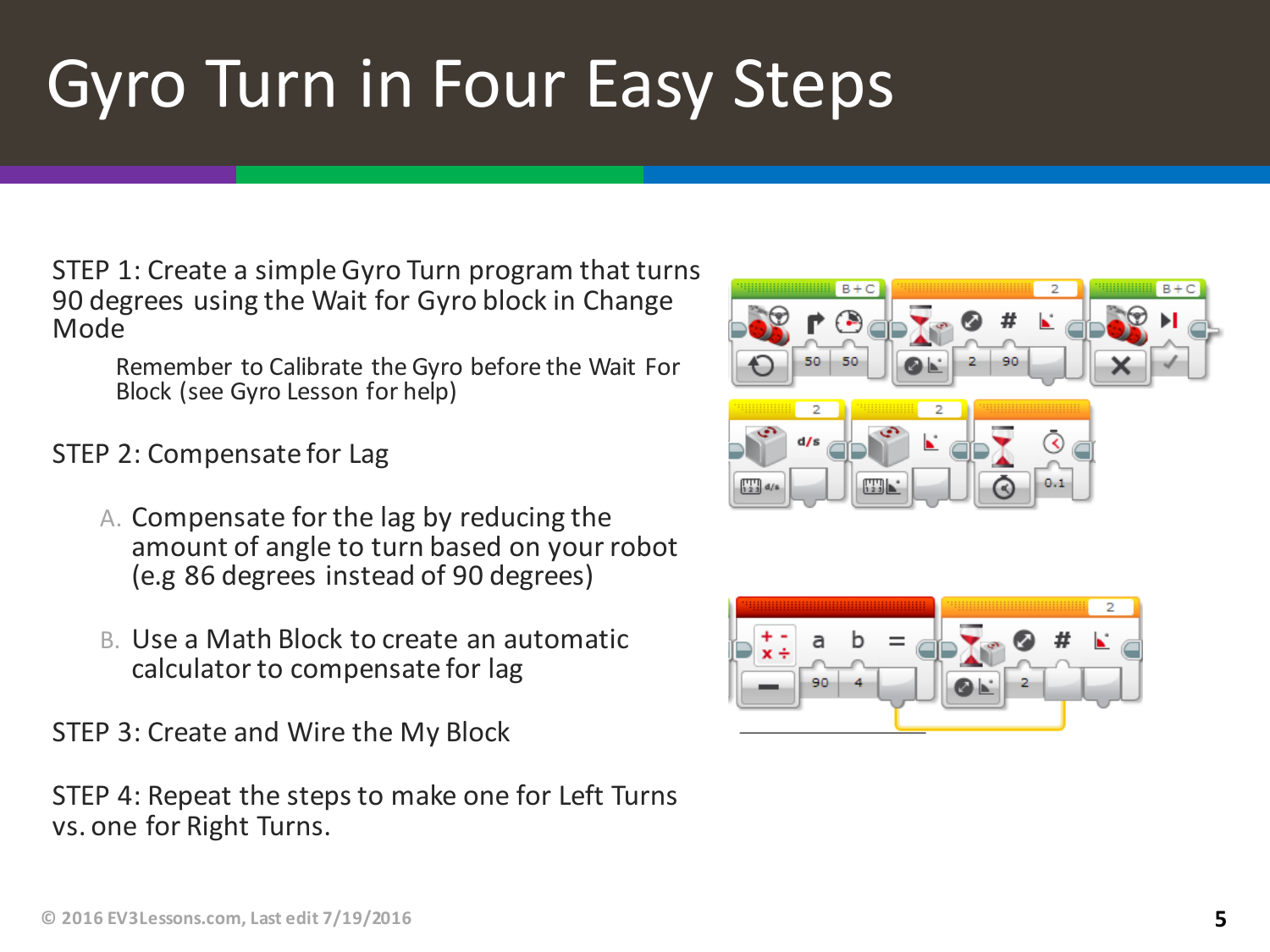# Gyro Turn in Four Easy Steps

STEP 1: Create a simple Gyro Turn program that turns 90 degrees using the Wait for Gyro block in Change Mode

> Remember to Calibrate the Gyro before the Wait For Block (see Gyro Lesson for help)

STEP 2: Compensate for Lag

A. Compensate for the lag by reducing the amount of angle to turn based on your robot (e.g 86 degrees instead of 90 degrees)

B. Use a Math Block to create an automatic calculator to compensate for lag

STEP 3: Create and Wire the My Block

STEP 4: Repeat the steps to make one for Left Turns vs. one for Right Turns.

© 2016 EV3Lessons.com, Last edit 7/19/2016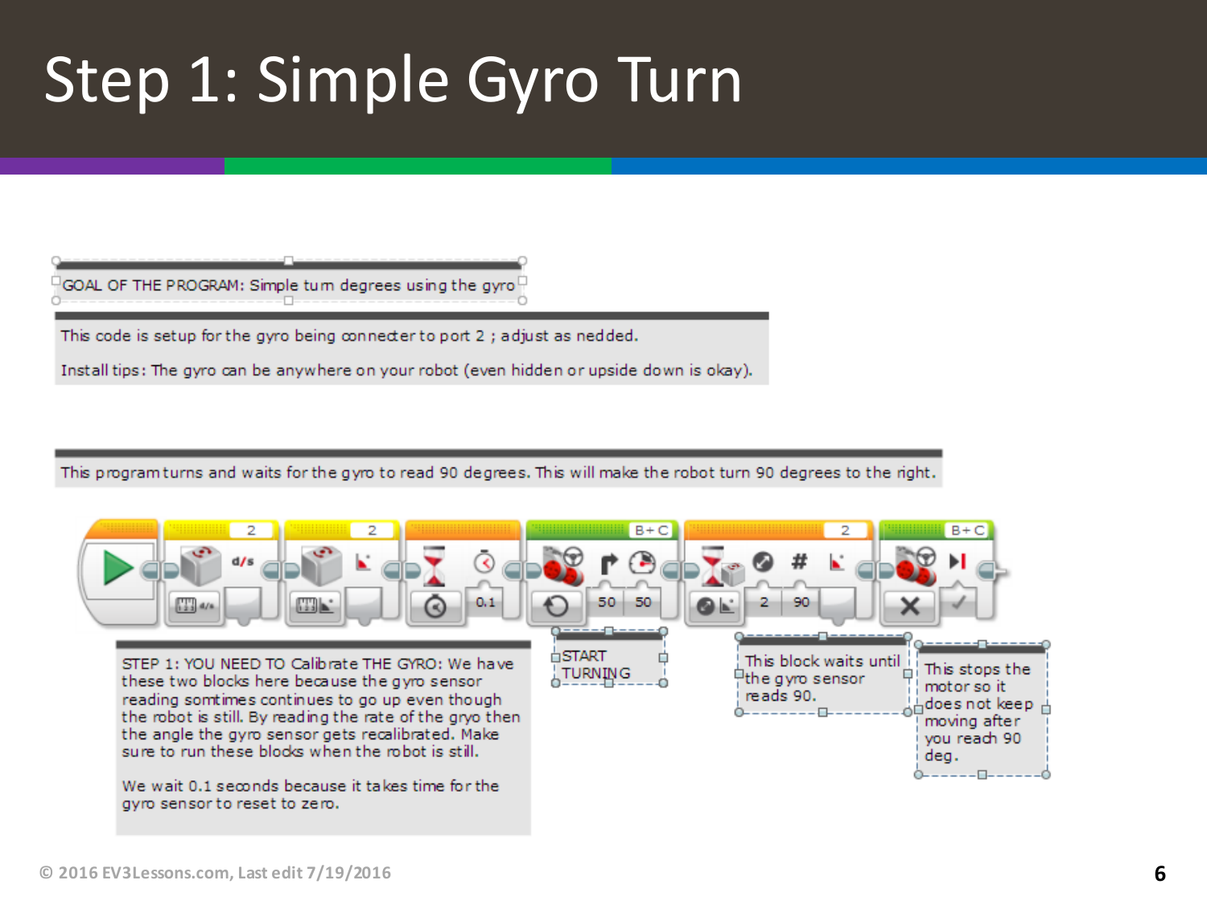# Step 1: Simple Gyro Turn

GOAL OF THE PROGRAM: Simple turn degrees using the gyro

This code is setup for the gyro being connecter to port 2 ; adjust as nedded.

Install tips: The gyro can be anywhere on your robot (even hidden or upside down is okay).

This program turns and waits for the gyro to read 90 degrees. This will make the robot turn 90 degrees to the right.

2 | 2 | 0.1 | B+C | 50 | 50 | 2 | 2 | 90 | B+C

STEP 1: YOU NEED TO Calibrate THE GYRO: We have these two blocks here because the gyro sensor reading somtimes continues to go up even though the robot is still. By reading the rate of the gryo then the angle the gyro sensor gets recalibrated. Make sure to run these blocks when the robot is still.

We wait 0.1 seconds because it takes time for the gyro sensor to reset to zero.

START TURNING

This block waits until the gyro sensor reads 90.

This stops the motor so it does not keep moving after you reach 90 deg.

© 2016 EV3Lessons.com, Last edit 7/19/2016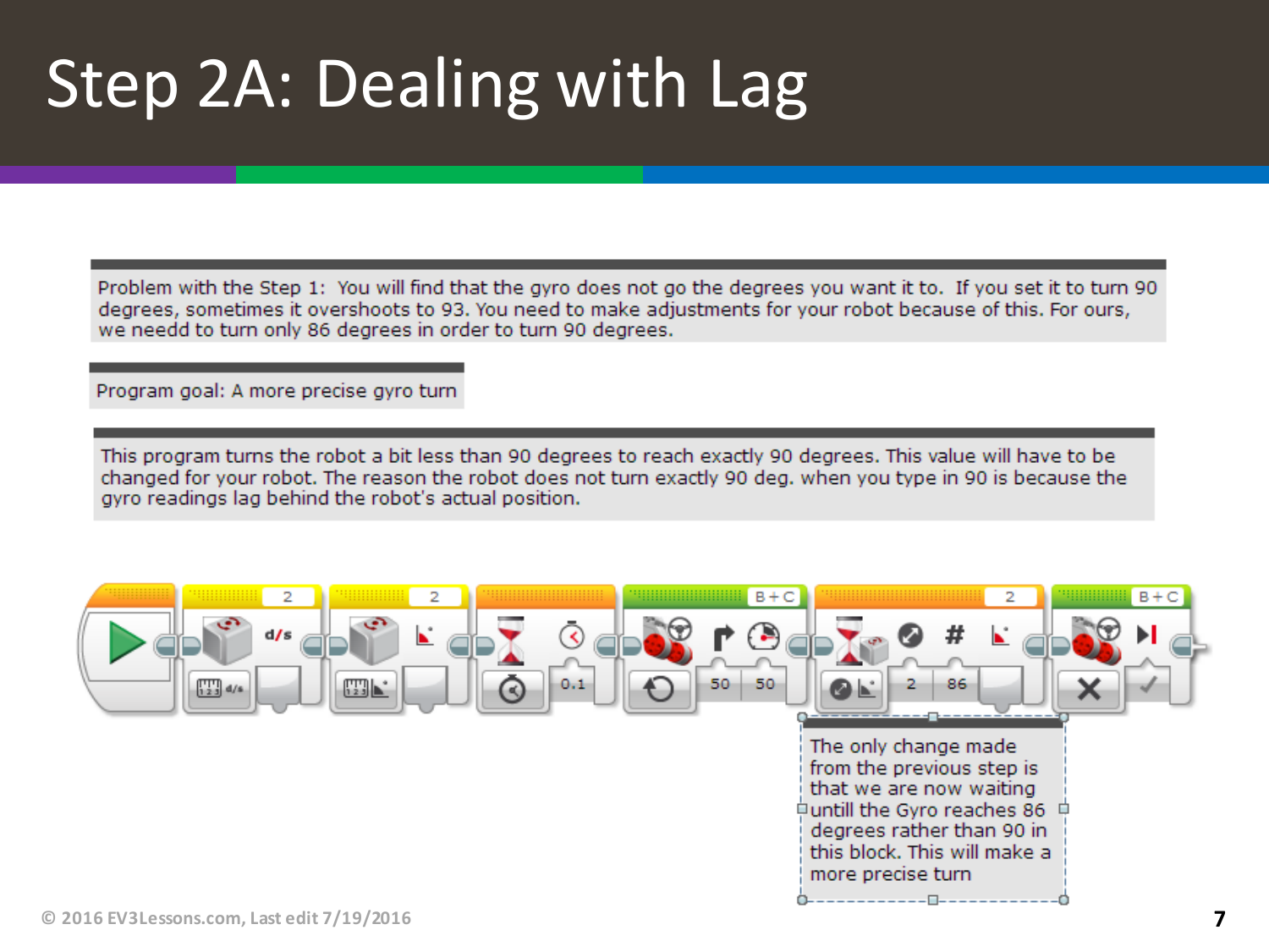# Step 2A: Dealing with Lag

Problem with the Step 1: You will find that the gyro does not go the degrees you want it to. If you set it to turn 90 degrees, sometimes it overshoots to 93. You need to make adjustments for your robot because of this. For ours, we needd to turn only 86 degrees in order to turn 90 degrees.

Program goal: A more precise gyro turn

This program turns the robot a bit less than 90 degrees to reach exactly 90 degrees. This value will have to be changed for your robot. The reason the robot does not turn exactly 90 deg. when you type in 90 is because the gyro readings lag behind the robot's actual position.

The only change made from the previous step is that we are now waiting untill the Gyro reaches 86 degrees rather than 90 in this block. This will make a more precise turn

© 2016 EV3Lessons.com, Last edit 7/19/2016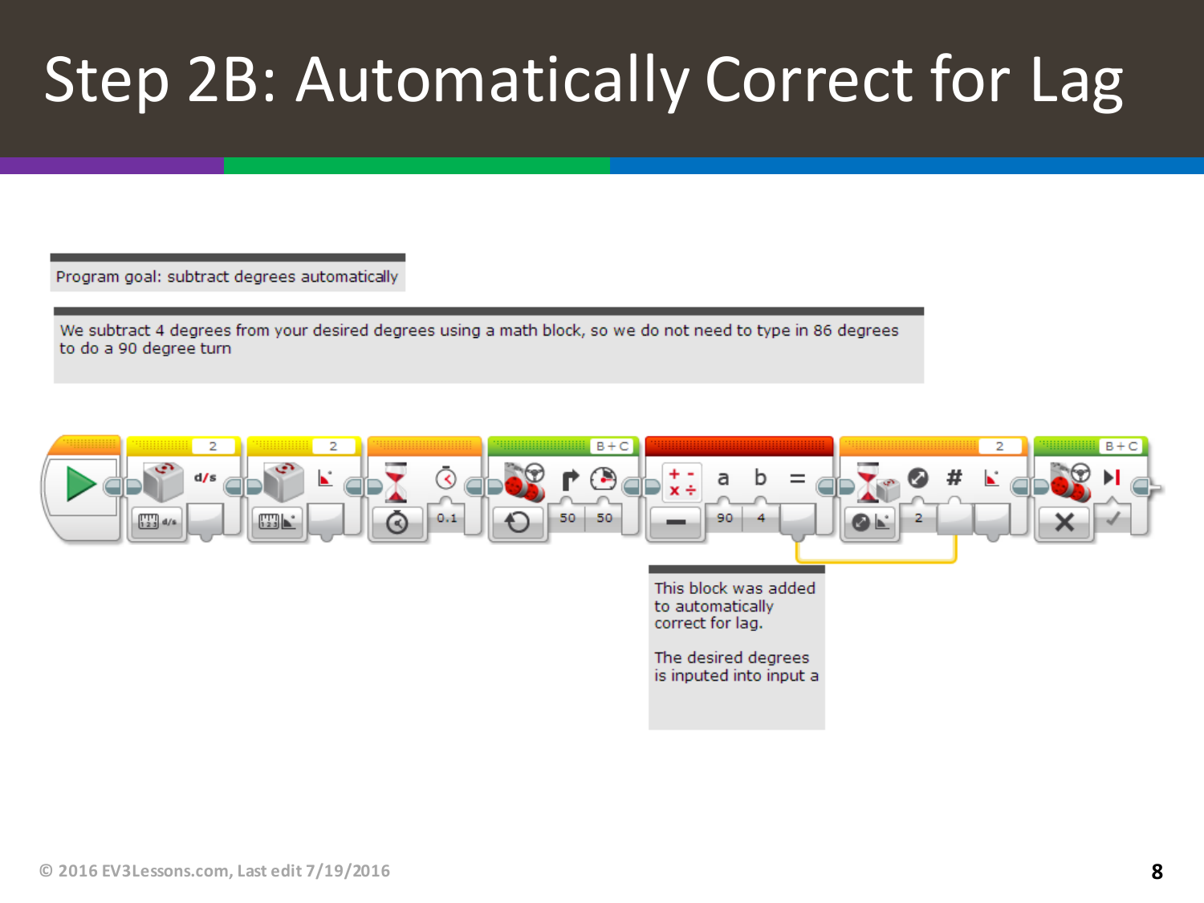# Step 2B: Automatically Correct for Lag

Program goal: subtract degrees automatically

We subtract 4 degrees from your desired degrees using a math block, so we do not need to type in 86 degrees to do a 90 degree turn

This block was added to automatically correct for lag.

The desired degrees is inputed into input a

© 2016 EV3Lessons.com, Last edit 7/19/2016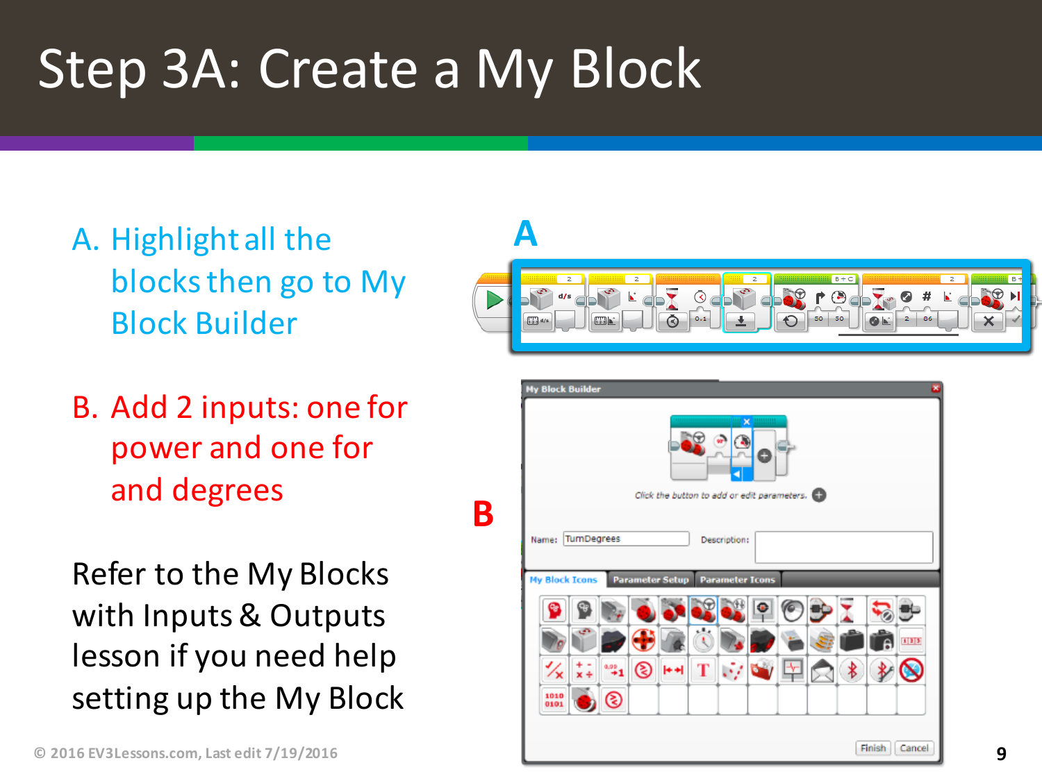# Step 3A: Create a My Block

A. Highlight all the blocks then go to My Block Builder

B. Add 2 inputs: one for power and one for and degrees

Refer to the My Blocks with Inputs & Outputs lesson if you need help setting up the My Block

© 2016 EV3Lessons.com, Last edit 7/19/2016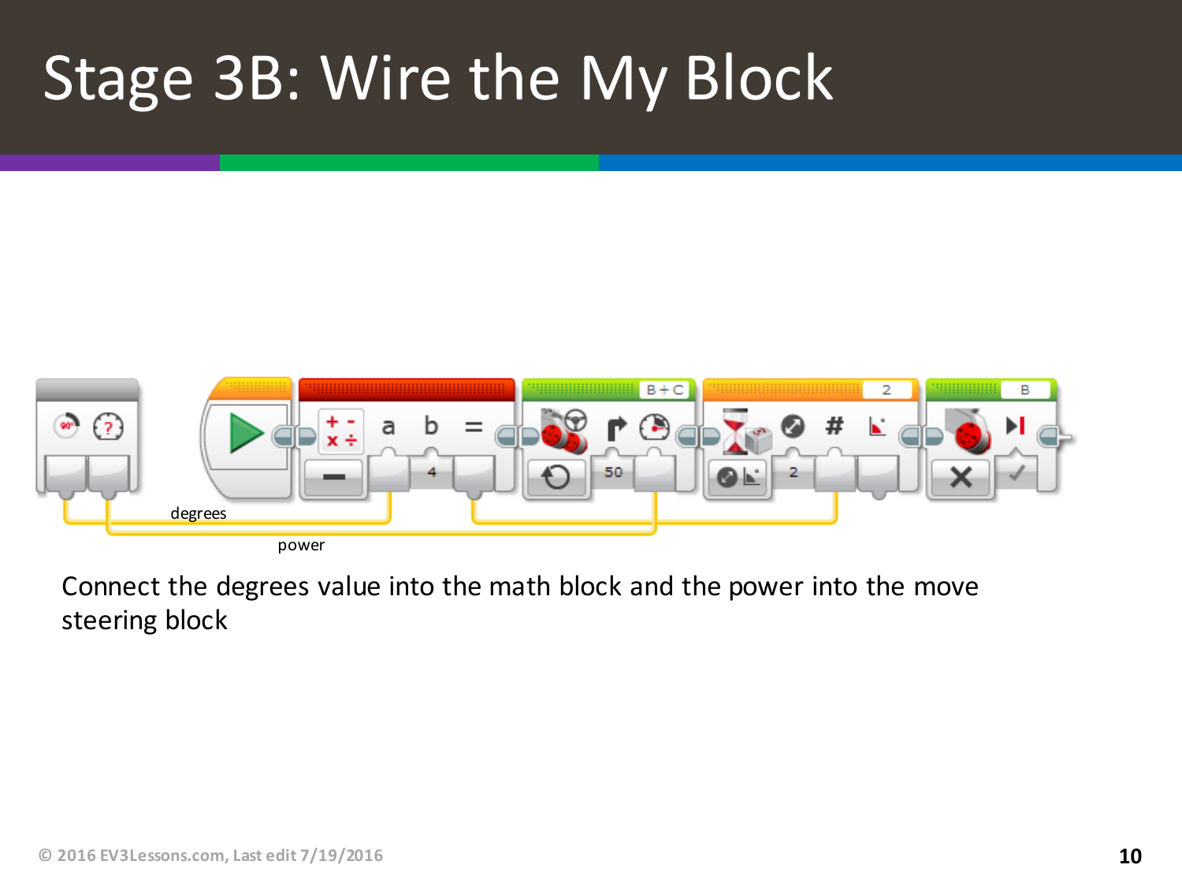# Stage 3B: Wire the My Block

degrees

power

Connect the degrees value into the math block and the power into the move steering block

© 2016 EV3Lessons.com, Last edit 7/19/2016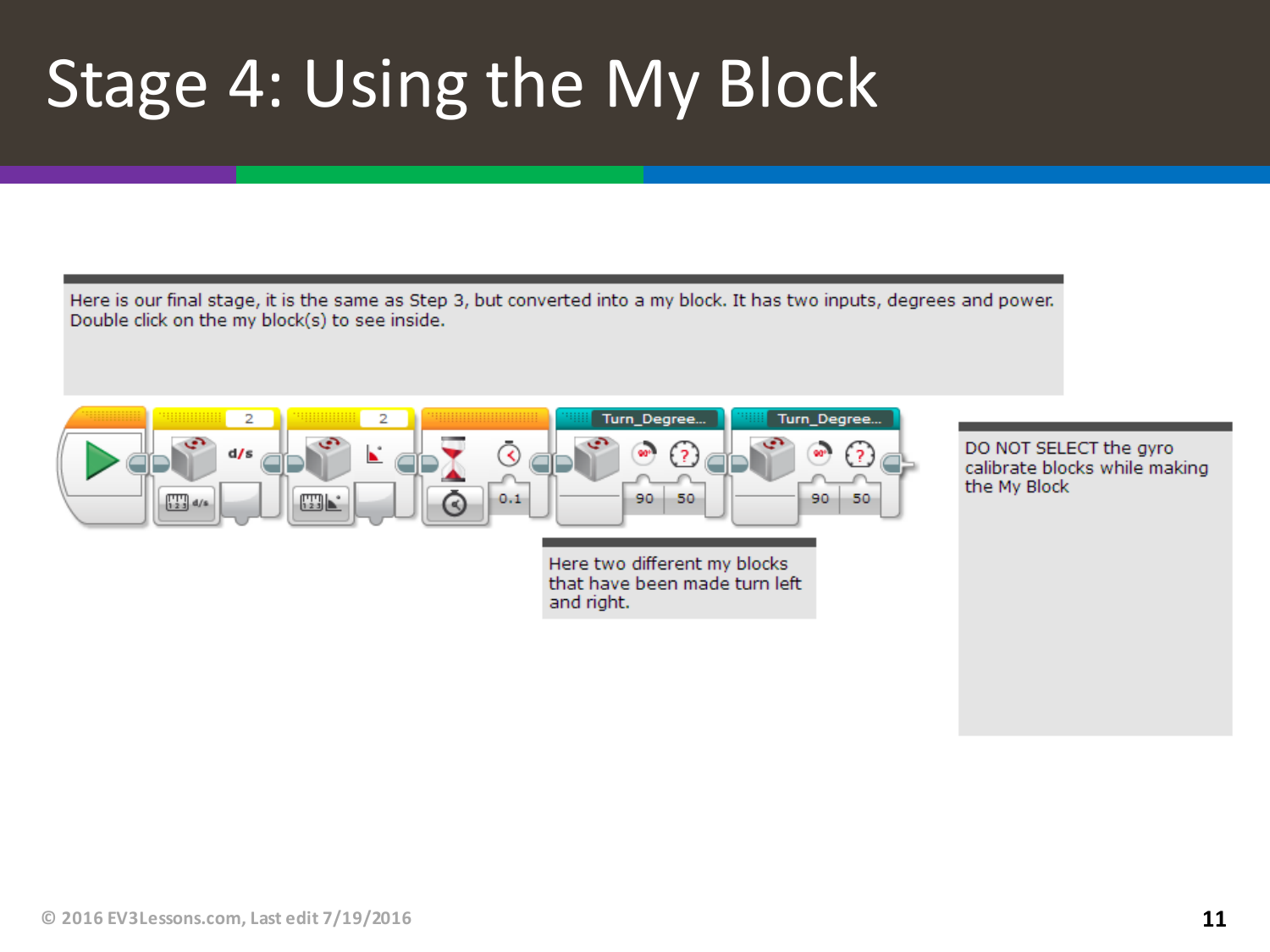# Stage 4: Using the My Block

Here is our final stage, it is the same as Step 3, but converted into a my block. It has two inputs, degrees and power. Double click on the my block(s) to see inside.

Here two different my blocks that have been made turn left and right.

DO NOT SELECT the gyro calibrate blocks while making the My Block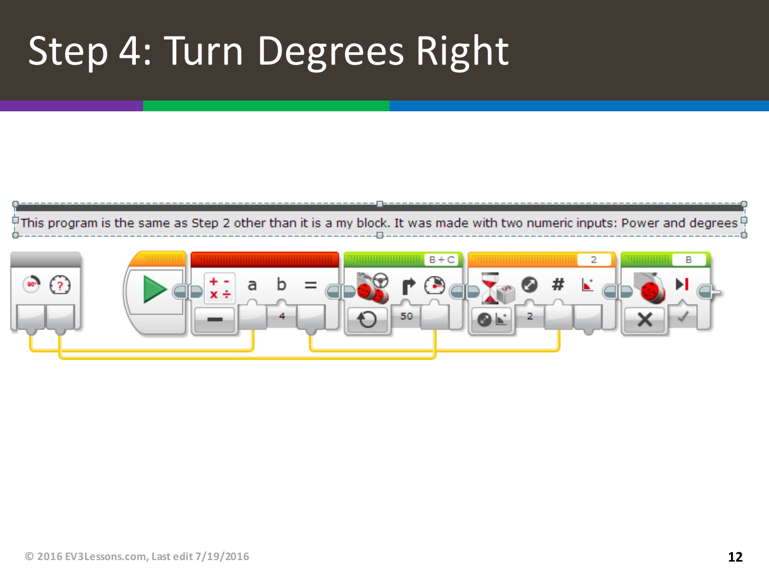# Step 4: Turn Degrees Right

This program is the same as Step 2 other than it is a my block. It was made with two numeric inputs: Power and degrees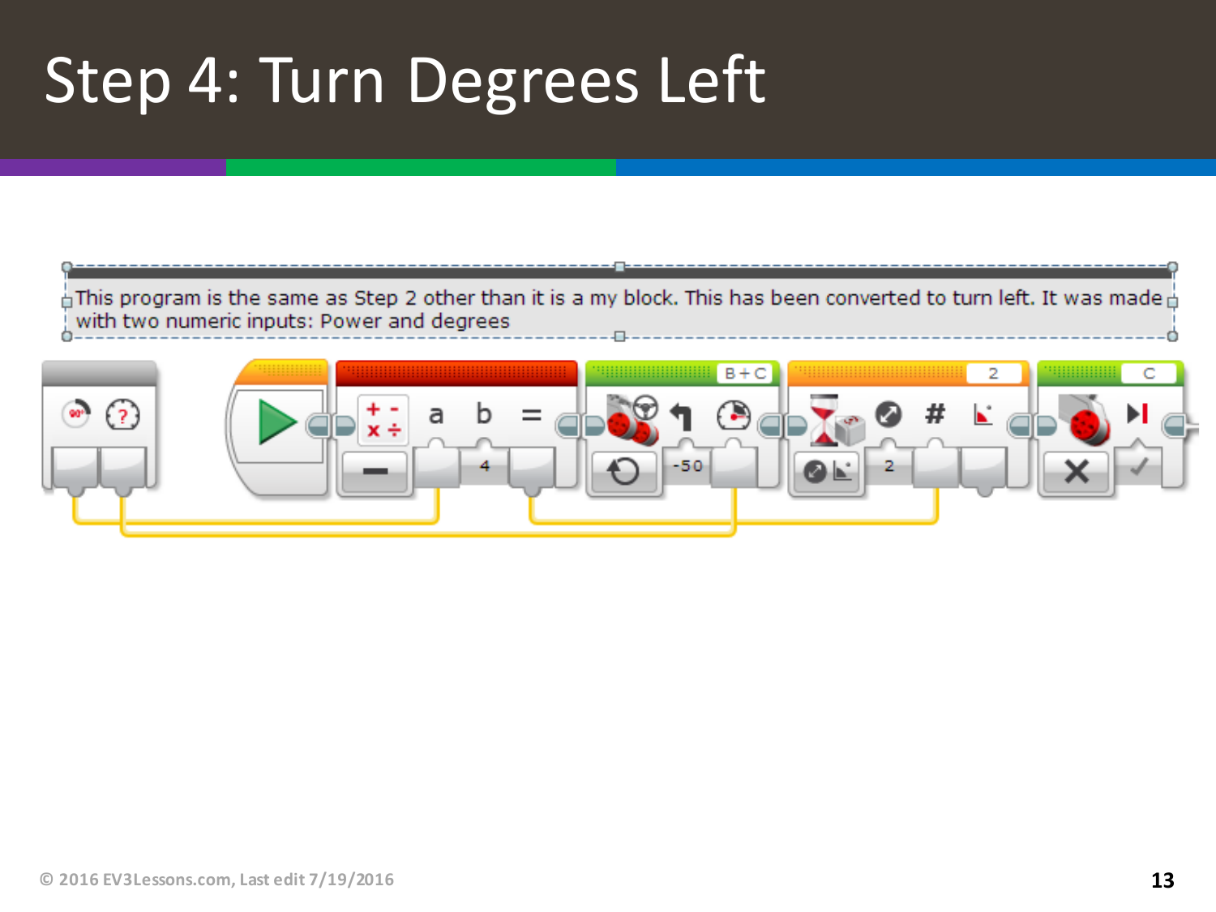# Step 4: Turn Degrees Left

This program is the same as Step 2 other than it is a my block. This has been converted to turn left. It was made with two numeric inputs: Power and degrees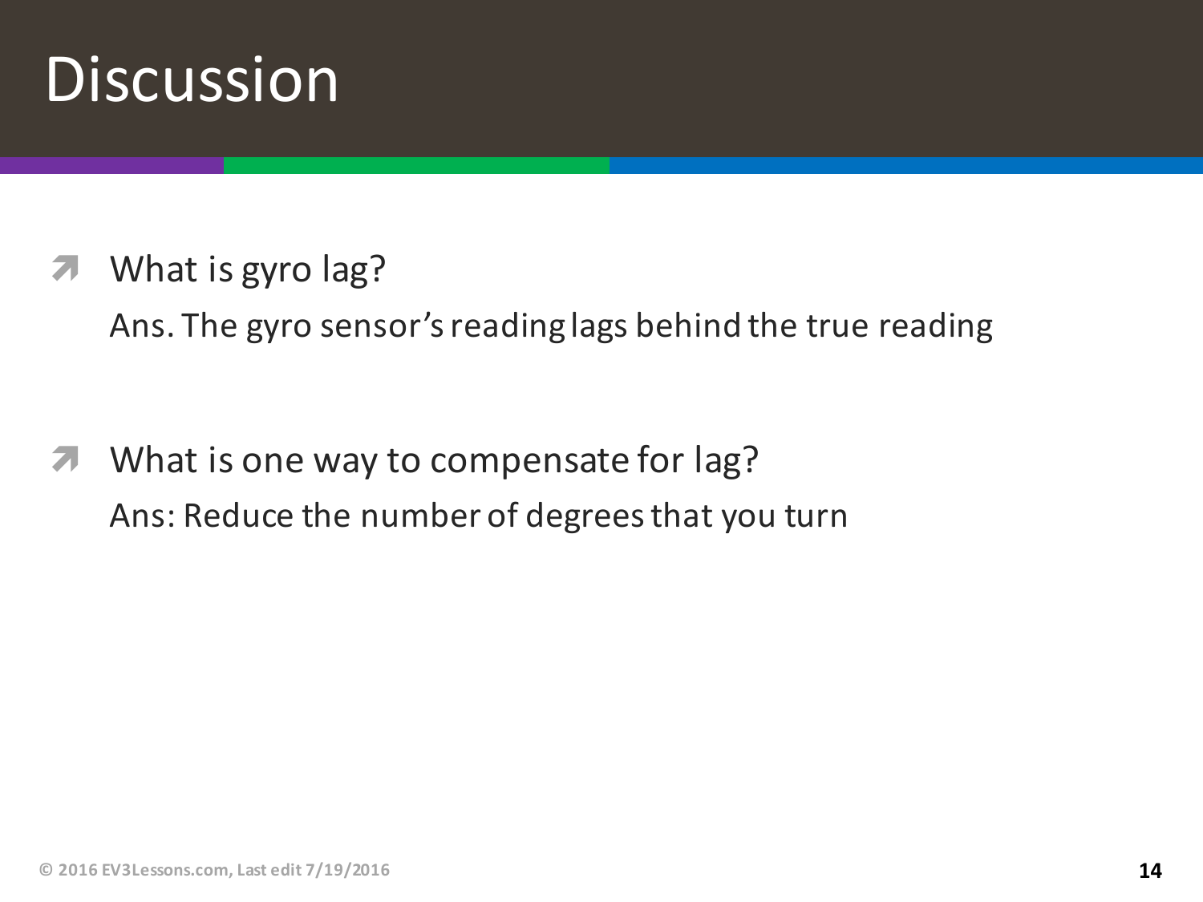# Discussion

- What is gyro lag?

  Ans. The gyro sensor's reading lags behind the true reading

- What is one way to compensate for lag?

  Ans: Reduce the number of degrees that you turn

© 2016 EV3Lessons.com, Last edit 7/19/2016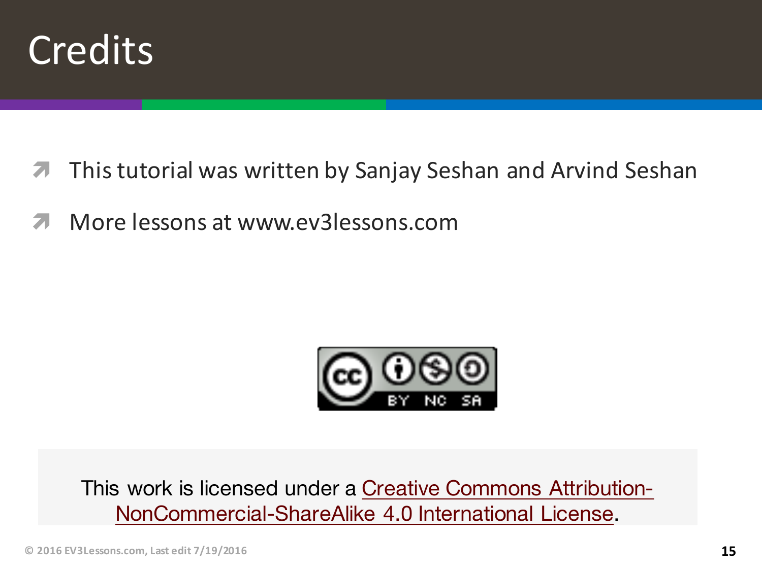# Credits

- This tutorial was written by Sanjay Seshan and Arvind Seshan
- More lessons at www.ev3lessons.com

This work is licensed under a Creative Commons Attribution-NonCommercial-ShareAlike 4.0 International License.

© 2016 EV3Lessons.com, Last edit 7/19/2016